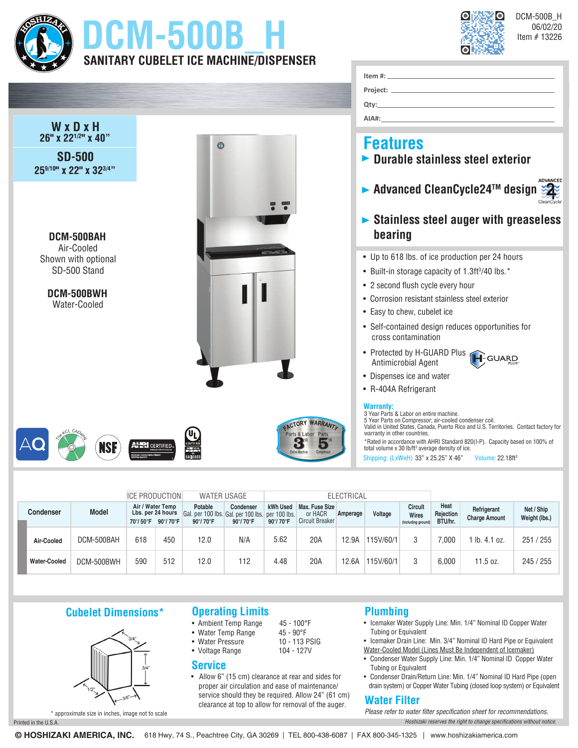# DCM-500B_H

## SANITARY CUBELET ICE MACHINE/DISPENSER

DCM-500B_H
06/02/20
Item # 13226

Item #: ______
Project: ______
Qty: ______
AIA#: ______

**W x D x H**
**26" x 22½" x 40"**

**SD-500**
**25⁹⁄₁₀" x 22" x 32¾"**

**DCM-500BAH**
Air-Cooled
Shown with optional SD-500 Stand

**DCM-500BWH**
Water-Cooled

## Features

- **Durable stainless steel exterior**
- **Advanced CleanCycle24™ design**
- **Stainless steel auger with greaseless bearing**

- Up to 618 lbs. of ice production per 24 hours
- Built-in storage capacity of 1.3ft³/40 lbs.*
- 2 second flush cycle every hour
- Corrosion resistant stainless steel exterior
- Easy to chew, cubelet ice
- Self-contained design reduces opportunities for cross contamination
- Protected by H-GUARD Plus Antimicrobial Agent
- Dispenses ice and water
- R-404A Refrigerant

**Warranty:**
3 Year Parts & Labor on entire machine.
5 Year Parts on Compressor; air-cooled condenser coil.
Valid in United States, Canada, Puerto Rico and U.S. Territories. Contact factory for warranty in other countries.
*Rated in accordance with AHRI Standard 820(I-P). Capacity based on 100% of total volume x 30 lb/ft³ average density of ice.
Shipping: (LxWxH) 33" x 25.25" X 46" Volume: 22.18ft³

| Condenser | Model | ICE PRODUCTION Air / Water Temp Lbs. per 24 hours 70°/ 50°F | 90°/ 70°F | WATER USAGE Potable Gal. per 100 lbs. 90°/ 70°F | Condenser Gal. per 100 lbs. 90°/ 70°F | ELECTRICAL kWh Used per 100 lbs. 90°/ 70°F | Max. Fuse Size or HACR Circuit Breaker | Amperage | Voltage | Circuit Wires (including ground) | Heat Rejection BTU/hr. | Refrigerant Charge Amount | Net / Ship Weight (lbs.) |
|---|---|---|---|---|---|---|---|---|---|---|---|---|---|
| Air-Cooled | DCM-500BAH | 618 | 450 | 12.0 | N/A | 5.62 | 20A | 12.9A | 115V/60/1 | 3 | 7,000 | 1 lb. 4.1 oz. | 251 / 255 |
| Water-Cooled | DCM-500BWH | 590 | 512 | 12.0 | 112 | 4.48 | 20A | 12.6A | 115V/60/1 | 3 | 6,000 | 11.5 oz. | 245 / 255 |

## Cubelet Dimensions*

3/4", 3/4", 1/2", 3/8"

* approximate size in inches, image not to scale

## Operating Limits

- Ambient Temp Range 45 - 100°F
- Water Temp Range 45 - 90°F
- Water Pressure 10 - 113 PSIG
- Voltage Range 104 - 127V

## Service

- Allow 6" (15 cm) clearance at rear and sides for proper air circulation and ease of maintenance/service should they be required. Allow 24" (61 cm) clearance at top to allow for removal of the auger.

## Plumbing

- Icemaker Water Supply Line: Min. 1/4" Nominal ID Copper Water Tubing or Equivalent
- Icemaker Drain Line: Min. 3/4" Nominal ID Hard Pipe or Equivalent

Water-Cooled Model (Lines Must Be Independent of Icemaker)

- Condenser Water Supply Line: Min. 1/4" Nominal ID Copper Water Tubing or Equivalent
- Condenser Drain/Return Line: Min. 1/4" Nominal ID Hard Pipe (open drain system) or Copper Water Tubing (closed loop system) or Equivalent

## Water Filter

*Please refer to water filter specification sheet for recommendations.*

Printed in the U.S.A.

*Hoshizaki reserves the right to change specifications without notice.*

© HOSHIZAKI AMERICA, INC. 618 Hwy, 74 S., Peachtree City, GA 30269 | TEL 800-438-6087 | FAX 800-345-1325 | www.hoshizakiamerica.com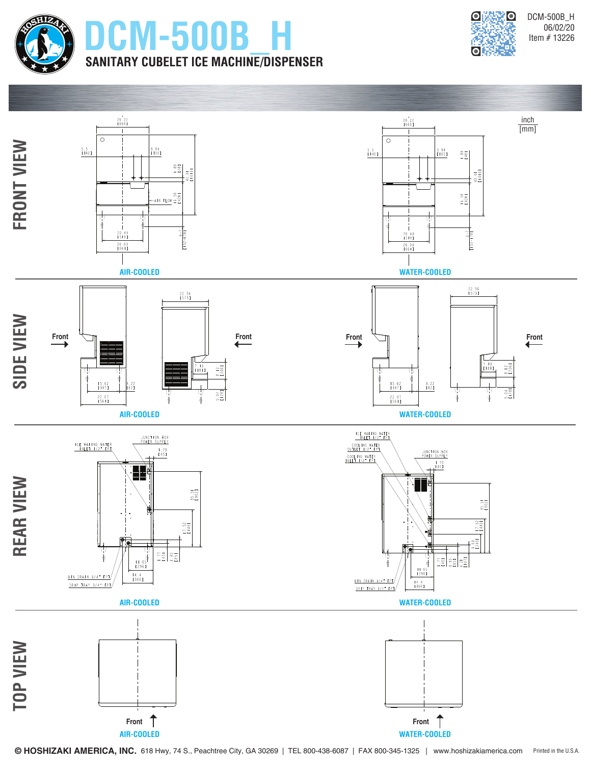# DCM-500B_H

## SANITARY CUBELET ICE MACHINE/DISPENSER

DCM-500B_H
06/02/20
Item # 13226

inch
[mm]

## FRONT VIEW

26.22 [666]
5.5 [140]
3.94 [100]
1.89 [48]
40.01 [1016]
AIR FLOW
16.58 [421]
20.43 [519]
26.03 [661]
6-7 [152-178]

AIR-COOLED

26.22 [666]
5.5 [140]
3.94 [100]
1.89 [48]
40.01 [1016]
16.58 [421]
20.43 [519]
26.03 [661]
6-7 [152-178]

WATER-COOLED

## SIDE VIEW

Front
22.56 [573]
Front
7.13 [181]
8.12 [206]
15.62 [397]
3.22 [82]
22.07 [561]
5.04 [128]

AIR-COOLED

Front
22.56 [573]
Front
7.13 [181]
8.12 [206]
15.62 [397]
3.22 [82]
22.07 [561]
5.04 [128]

WATER-COOLED

## REAR VIEW

ICE MAKING WATER INLET 1/2" FPT
JUNCTION BOX POWER SUPPLY
1.79 [45]
35.51 [902]
17.52 [445]
1.77 [45]
3.35 [85]
11.65 [296]
14.4 [366]
BIN DRAIN 3/4" FPT
DRIP TRAY 3/4" FPT

AIR-COOLED

ICE MAKING WATER INLET 1/2" FPT
COOLING WATER OUTLET 1/2" FPT
COOLING WATER INLET 1/2" FPT
JUNCTION BOX POWER SUPPLY
1.79 [45]
35.51 [902]
17.52 [445]
9.63 [245]
1.77 [45]
3.35 [85]
4.21 [107]
11.65 [296]
14.4 [366]
BIN DRAIN 3/4" FPT
DRIP TRAY 3/4" FPT

WATER-COOLED

## TOP VIEW

Front

AIR-COOLED

Front

WATER-COOLED

**© HOSHIZAKI AMERICA, INC.** 618 Hwy, 74 S., Peachtree City, GA 30269 | TEL 800-438-6087 | FAX 800-345-1325 | www.hoshizakiamerica.com Printed in the U.S.A.